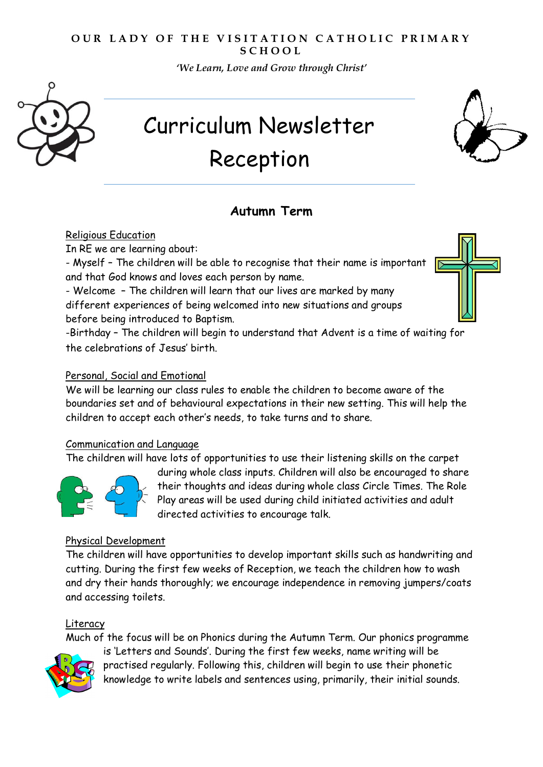**OUR LADY OF THE VISITATION CATHOLIC PRIMARY SCHOOL**

*'We Learn, Love and Grow through Christ'*

# Curriculum Newsletter
# Reception

## Autumn Term

### Religious Education

In RE we are learning about:

- Myself – The children will be able to recognise that their name is important and that God knows and loves each person by name.
- Welcome – The children will learn that our lives are marked by many different experiences of being welcomed into new situations and groups before being introduced to Baptism.
- Birthday – The children will begin to understand that Advent is a time of waiting for the celebrations of Jesus' birth.

### Personal, Social and Emotional

We will be learning our class rules to enable the children to become aware of the boundaries set and of behavioural expectations in their new setting. This will help the children to accept each other's needs, to take turns and to share.

### Communication and Language

The children will have lots of opportunities to use their listening skills on the carpet during whole class inputs. Children will also be encouraged to share their thoughts and ideas during whole class Circle Times. The Role Play areas will be used during child initiated activities and adult directed activities to encourage talk.

### Physical Development

The children will have opportunities to develop important skills such as handwriting and cutting. During the first few weeks of Reception, we teach the children how to wash and dry their hands thoroughly; we encourage independence in removing jumpers/coats and accessing toilets.

### Literacy

Much of the focus will be on Phonics during the Autumn Term. Our phonics programme is 'Letters and Sounds'. During the first few weeks, name writing will be practised regularly. Following this, children will begin to use their phonetic knowledge to write labels and sentences using, primarily, their initial sounds.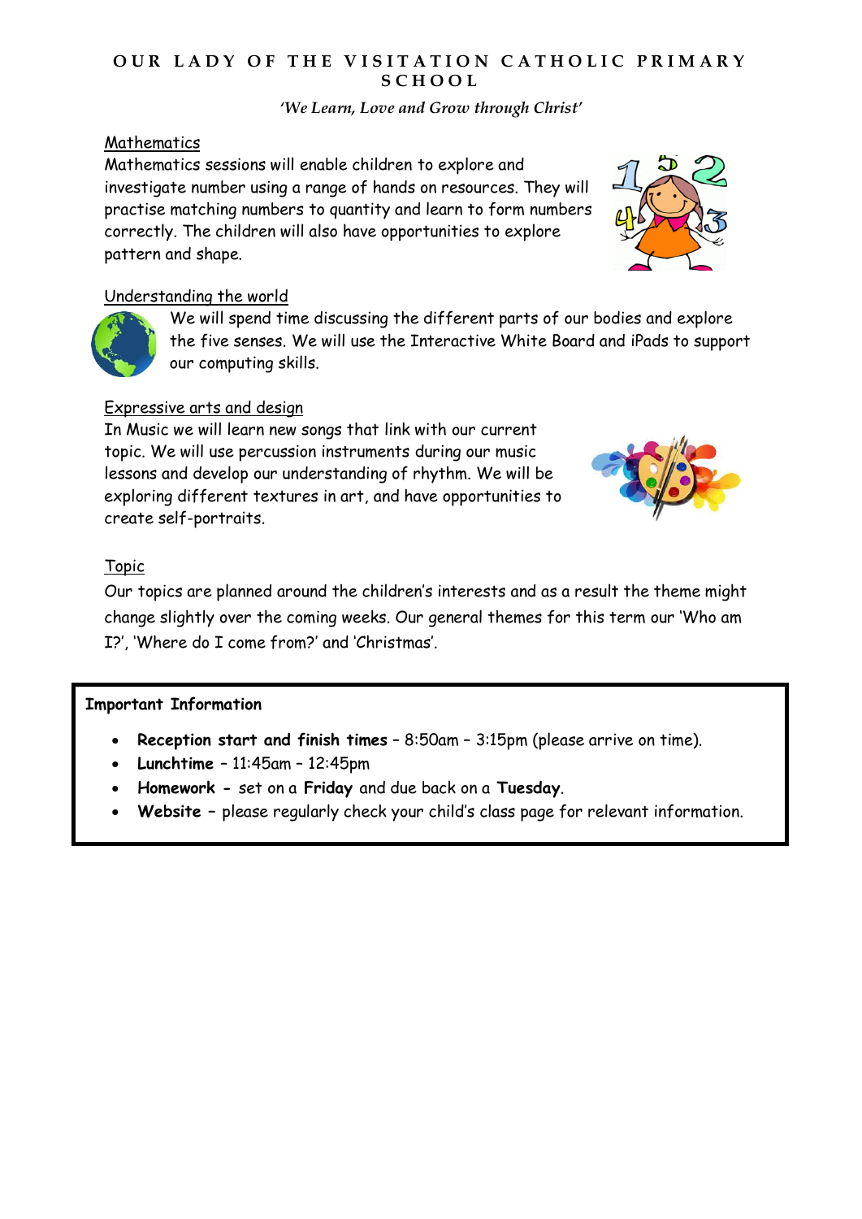# OUR LADY OF THE VISITATION CATHOLIC PRIMARY SCHOOL

*'We Learn, Love and Grow through Christ'*

## Mathematics

Mathematics sessions will enable children to explore and investigate number using a range of hands on resources. They will practise matching numbers to quantity and learn to form numbers correctly. The children will also have opportunities to explore pattern and shape.

## Understanding the world

We will spend time discussing the different parts of our bodies and explore the five senses. We will use the Interactive White Board and iPads to support our computing skills.

## Expressive arts and design

In Music we will learn new songs that link with our current topic. We will use percussion instruments during our music lessons and develop our understanding of rhythm. We will be exploring different textures in art, and have opportunities to create self-portraits.

## Topic

Our topics are planned around the children's interests and as a result the theme might change slightly over the coming weeks. Our general themes for this term our 'Who am I?', 'Where do I come from?' and 'Christmas'.

**Important Information**

- **Reception start and finish times** – 8:50am – 3:15pm (please arrive on time).
- **Lunchtime** – 11:45am – 12:45pm
- **Homework -** set on a **Friday** and due back on a **Tuesday**.
- **Website** – please regularly check your child's class page for relevant information.